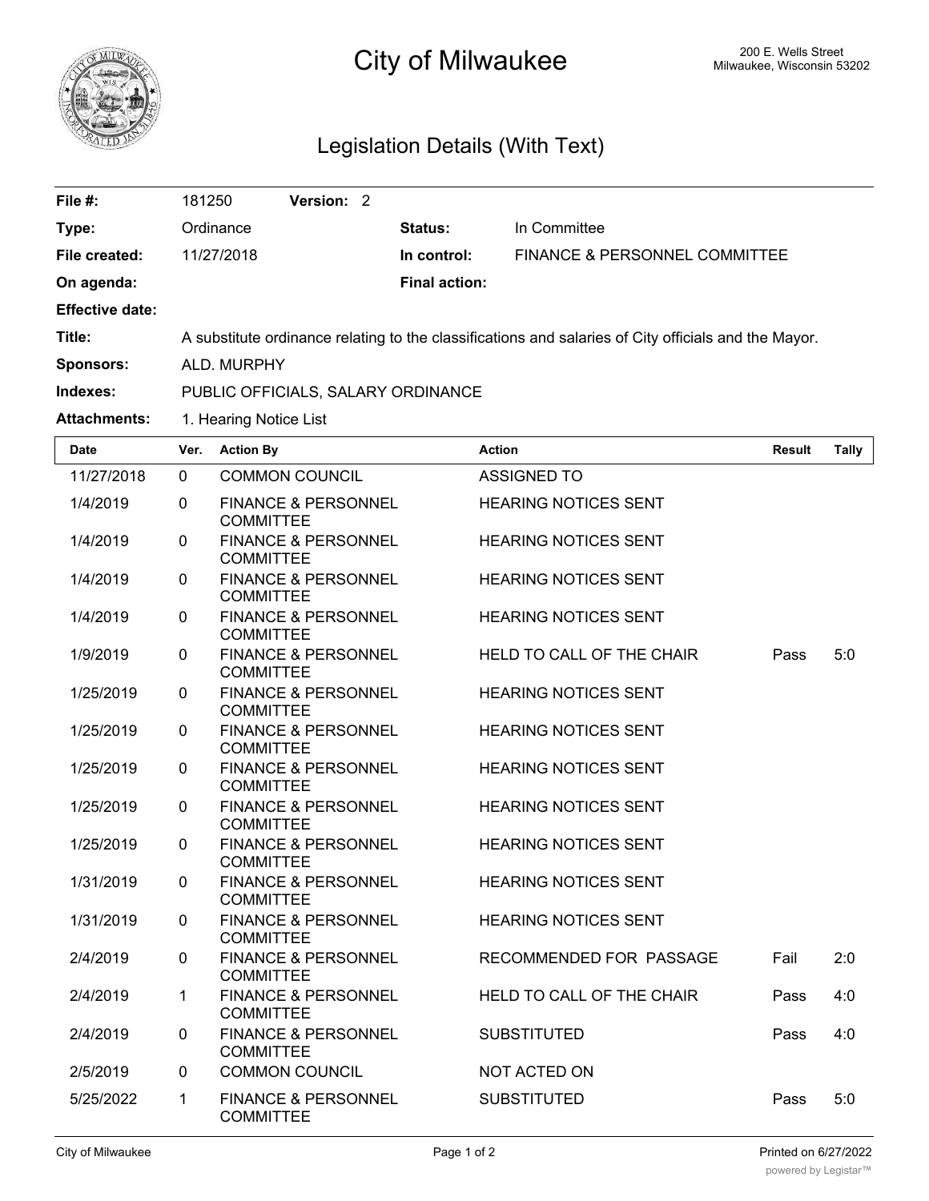# City of Milwaukee

200 E. Wells Street
Milwaukee, Wisconsin 53202

## Legislation Details (With Text)

| | | | |
|---|---|---|---|
| **File #:** | 181250 **Version:** 2 | | |
| **Type:** | Ordinance | **Status:** | In Committee |
| **File created:** | 11/27/2018 | **In control:** | FINANCE & PERSONNEL COMMITTEE |
| **On agenda:** | | **Final action:** | |
| **Effective date:** | | | |
| **Title:** | A substitute ordinance relating to the classifications and salaries of City officials and the Mayor. | | |
| **Sponsors:** | ALD. MURPHY | | |
| **Indexes:** | PUBLIC OFFICIALS, SALARY ORDINANCE | | |
| **Attachments:** | 1. Hearing Notice List | | |

| Date | Ver. | Action By | Action | Result | Tally |
|---|---|---|---|---|---|
| 11/27/2018 | 0 | COMMON COUNCIL | ASSIGNED TO | | |
| 1/4/2019 | 0 | FINANCE & PERSONNEL COMMITTEE | HEARING NOTICES SENT | | |
| 1/4/2019 | 0 | FINANCE & PERSONNEL COMMITTEE | HEARING NOTICES SENT | | |
| 1/4/2019 | 0 | FINANCE & PERSONNEL COMMITTEE | HEARING NOTICES SENT | | |
| 1/4/2019 | 0 | FINANCE & PERSONNEL COMMITTEE | HEARING NOTICES SENT | | |
| 1/9/2019 | 0 | FINANCE & PERSONNEL COMMITTEE | HELD TO CALL OF THE CHAIR | Pass | 5:0 |
| 1/25/2019 | 0 | FINANCE & PERSONNEL COMMITTEE | HEARING NOTICES SENT | | |
| 1/25/2019 | 0 | FINANCE & PERSONNEL COMMITTEE | HEARING NOTICES SENT | | |
| 1/25/2019 | 0 | FINANCE & PERSONNEL COMMITTEE | HEARING NOTICES SENT | | |
| 1/25/2019 | 0 | FINANCE & PERSONNEL COMMITTEE | HEARING NOTICES SENT | | |
| 1/25/2019 | 0 | FINANCE & PERSONNEL COMMITTEE | HEARING NOTICES SENT | | |
| 1/31/2019 | 0 | FINANCE & PERSONNEL COMMITTEE | HEARING NOTICES SENT | | |
| 1/31/2019 | 0 | FINANCE & PERSONNEL COMMITTEE | HEARING NOTICES SENT | | |
| 2/4/2019 | 0 | FINANCE & PERSONNEL COMMITTEE | RECOMMENDED FOR PASSAGE | Fail | 2:0 |
| 2/4/2019 | 1 | FINANCE & PERSONNEL COMMITTEE | HELD TO CALL OF THE CHAIR | Pass | 4:0 |
| 2/4/2019 | 0 | FINANCE & PERSONNEL COMMITTEE | SUBSTITUTED | Pass | 4:0 |
| 2/5/2019 | 0 | COMMON COUNCIL | NOT ACTED ON | | |
| 5/25/2022 | 1 | FINANCE & PERSONNEL COMMITTEE | SUBSTITUTED | Pass | 5:0 |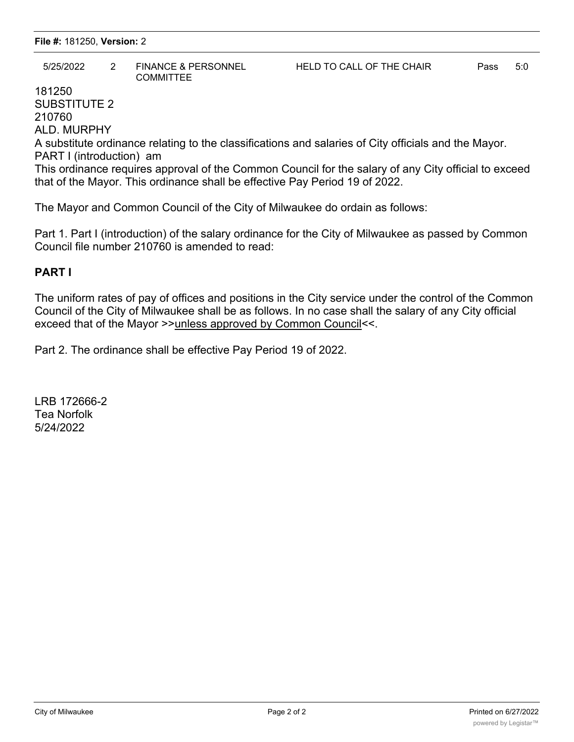**File #:** 181250, **Version:** 2

| | | | | | |
|---|---|---|---|---|---|
| 5/25/2022 | 2 | FINANCE & PERSONNEL COMMITTEE | HELD TO CALL OF THE CHAIR | Pass | 5:0 |

181250
SUBSTITUTE 2
210760
ALD. MURPHY
A substitute ordinance relating to the classifications and salaries of City officials and the Mayor.
PART I (introduction) am
This ordinance requires approval of the Common Council for the salary of any City official to exceed that of the Mayor. This ordinance shall be effective Pay Period 19 of 2022.

The Mayor and Common Council of the City of Milwaukee do ordain as follows:

Part 1. Part I (introduction) of the salary ordinance for the City of Milwaukee as passed by Common Council file number 210760 is amended to read:

**PART I**

The uniform rates of pay of offices and positions in the City service under the control of the Common Council of the City of Milwaukee shall be as follows. In no case shall the salary of any City official exceed that of the Mayor >><u>unless approved by Common Council</u><<.

Part 2. The ordinance shall be effective Pay Period 19 of 2022.

LRB 172666-2
Tea Norfolk
5/24/2022